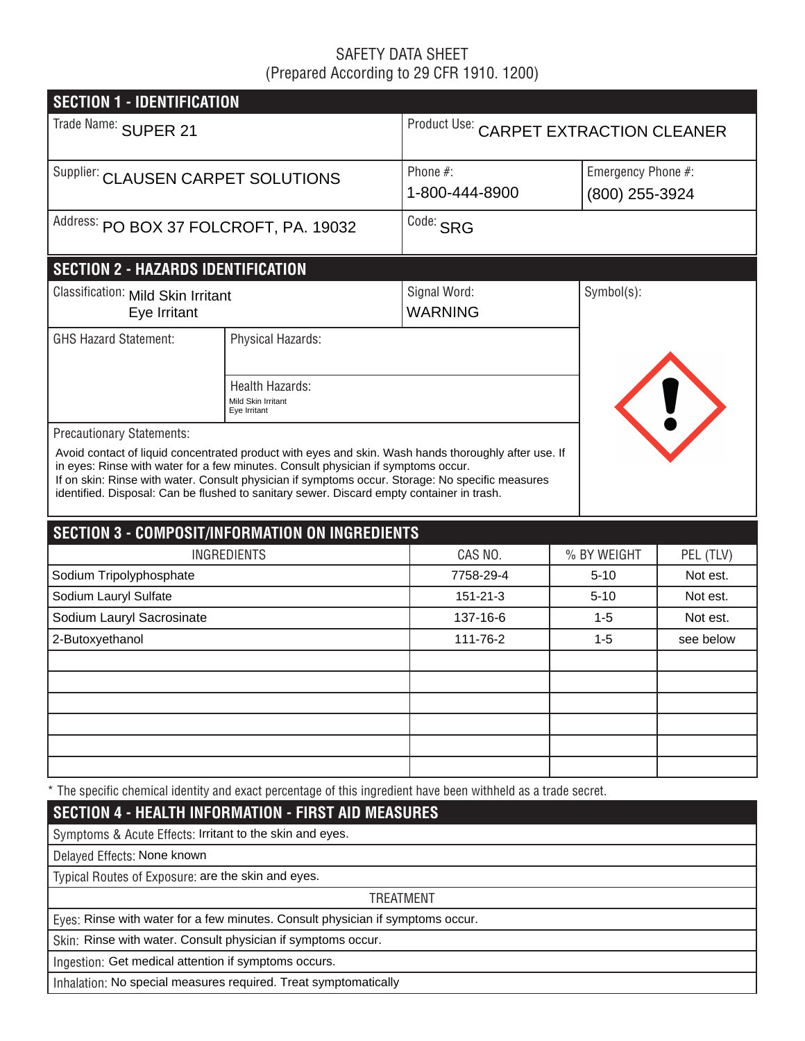# SAFETY DATA SHEET
(Prepared According to 29 CFR 1910. 1200)

## SECTION 1 - IDENTIFICATION

| | | |
|---|---|---|
| Trade Name: SUPER 21 | Product Use: CARPET EXTRACTION CLEANER | |
| Supplier: CLAUSEN CARPET SOLUTIONS | Phone #: 1-800-444-8900 | Emergency Phone #: (800) 255-3924 |
| Address: PO BOX 37 FOLCROFT, PA. 19032 | Code: SRG | |

## SECTION 2 - HAZARDS IDENTIFICATION

Classification: Mild Skin Irritant
Eye Irritant

Signal Word: WARNING

Symbol(s):

GHS Hazard Statement:

Physical Hazards:

Health Hazards:
Mild Skin Irritant
Eye Irritant

Precautionary Statements:

Avoid contact of liquid concentrated product with eyes and skin. Wash hands thoroughly after use. If in eyes: Rinse with water for a few minutes. Consult physician if symptoms occur.
If on skin: Rinse with water. Consult physician if symptoms occur. Storage: No specific measures identified. Disposal: Can be flushed to sanitary sewer. Discard empty container in trash.

## SECTION 3 - COMPOSIT/INFORMATION ON INGREDIENTS

| INGREDIENTS | CAS NO. | % BY WEIGHT | PEL (TLV) |
|---|---|---|---|
| Sodium Tripolyphosphate | 7758-29-4 | 5-10 | Not est. |
| Sodium Lauryl Sulfate | 151-21-3 | 5-10 | Not est. |
| Sodium Lauryl Sacrosinate | 137-16-6 | 1-5 | Not est. |
| 2-Butoxyethanol | 111-76-2 | 1-5 | see below |
| | | | |
| | | | |
| | | | |
| | | | |
| | | | |
| | | | |

* The specific chemical identity and exact percentage of this ingredient have been withheld as a trade secret.

## SECTION 4 - HEALTH INFORMATION - FIRST AID MEASURES

Symptoms & Acute Effects: Irritant to the skin and eyes.

Delayed Effects: None known

Typical Routes of Exposure: are the skin and eyes.

**TREATMENT**

Eyes: Rinse with water for a few minutes. Consult physician if symptoms occur.

Skin: Rinse with water. Consult physician if symptoms occur.

Ingestion: Get medical attention if symptoms occurs.

Inhalation: No special measures required. Treat symptomatically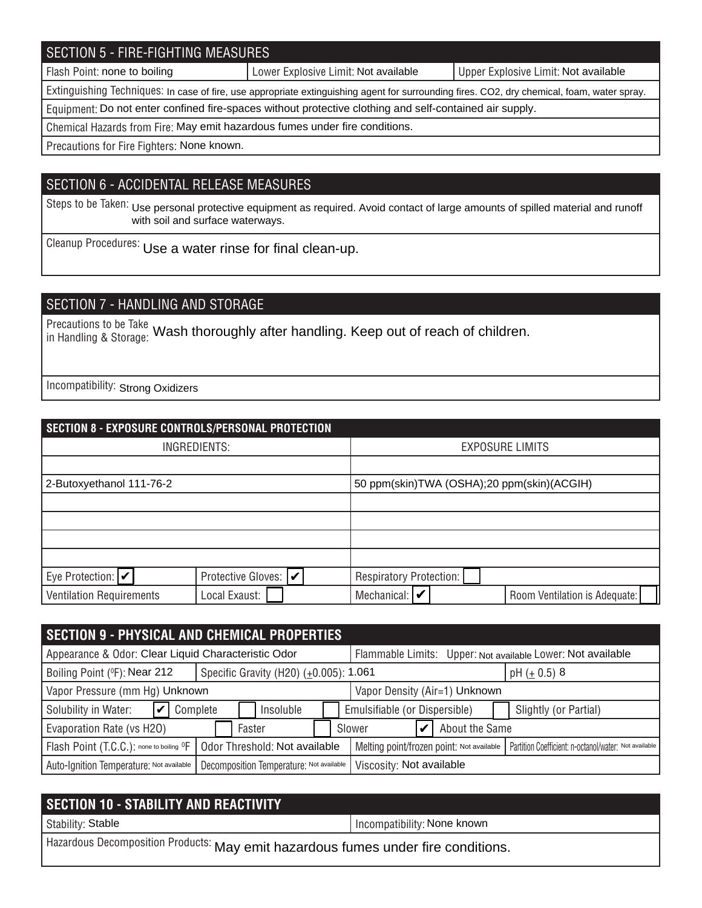## SECTION 5 - FIRE-FIGHTING MEASURES

| Flash Point: none to boiling | Lower Explosive Limit: Not available | Upper Explosive Limit: Not available |
|---|---|---|

Extinguishing Techniques: In case of fire, use appropriate extinguishing agent for surrounding fires. $CO_2$, dry chemical, foam, water spray.

Equipment: Do not enter confined fire-spaces without protective clothing and self-contained air supply.

Chemical Hazards from Fire: May emit hazardous fumes under fire conditions.

Precautions for Fire Fighters: None known.

## SECTION 6 - ACCIDENTAL RELEASE MEASURES

Steps to be Taken: Use personal protective equipment as required. Avoid contact of large amounts of spilled material and runoff with soil and surface waterways.

Cleanup Procedures: Use a water rinse for final clean-up.

## SECTION 7 - HANDLING AND STORAGE

Precautions to be Take in Handling & Storage: Wash thoroughly after handling. Keep out of reach of children.

Incompatibility: Strong Oxidizers

## SECTION 8 - EXPOSURE CONTROLS/PERSONAL PROTECTION

| INGREDIENTS: | EXPOSURE LIMITS |
|---|---|
| | |
| 2-Butoxyethanol 111-76-2 | 50 ppm(skin)TWA (OSHA);20 ppm(skin)(ACGIH) |
| | |
| | |
| | |
| | |

| Eye Protection: ✔ | Protective Gloves: ✔ | Respiratory Protection: ☐ | |
|---|---|---|---|
| Ventilation Requirements | Local Exaust: ☐ | Mechanical: ✔ | Room Ventilation is Adequate: ☐ |

## SECTION 9 - PHYSICAL AND CHEMICAL PROPERTIES

Appearance & Odor: Clear Liquid Characteristic Odor

Flammable Limits: Upper: Not available Lower: Not available

Boiling Point (ºF): Near 212

Specific Gravity (H2O) (±0.005): 1.061

pH (± 0.5) 8

Vapor Pressure (mm Hg) Unknown

Vapor Density (Air=1) Unknown

Solubility in Water: ✔ Complete ☐ Insoluble ☐ Emulsifiable (or Dispersible) ☐ Slightly (or Partial)

Evaporation Rate (vs H2O) ☐ Faster ☐ Slower ✔ About the Same

Flash Point (T.C.C.): none to boiling ºF

Odor Threshold: Not available

Melting point/frozen point: Not available

Partition Coefficient: n-octanol/water: Not available

Auto-Ignition Temperature: Not available

Decomposition Temperature: Not available

Viscosity: Not available

## SECTION 10 - STABILITY AND REACTIVITY

| Stability: Stable | Incompatibility: None known |
|---|---|

Hazardous Decomposition Products: May emit hazardous fumes under fire conditions.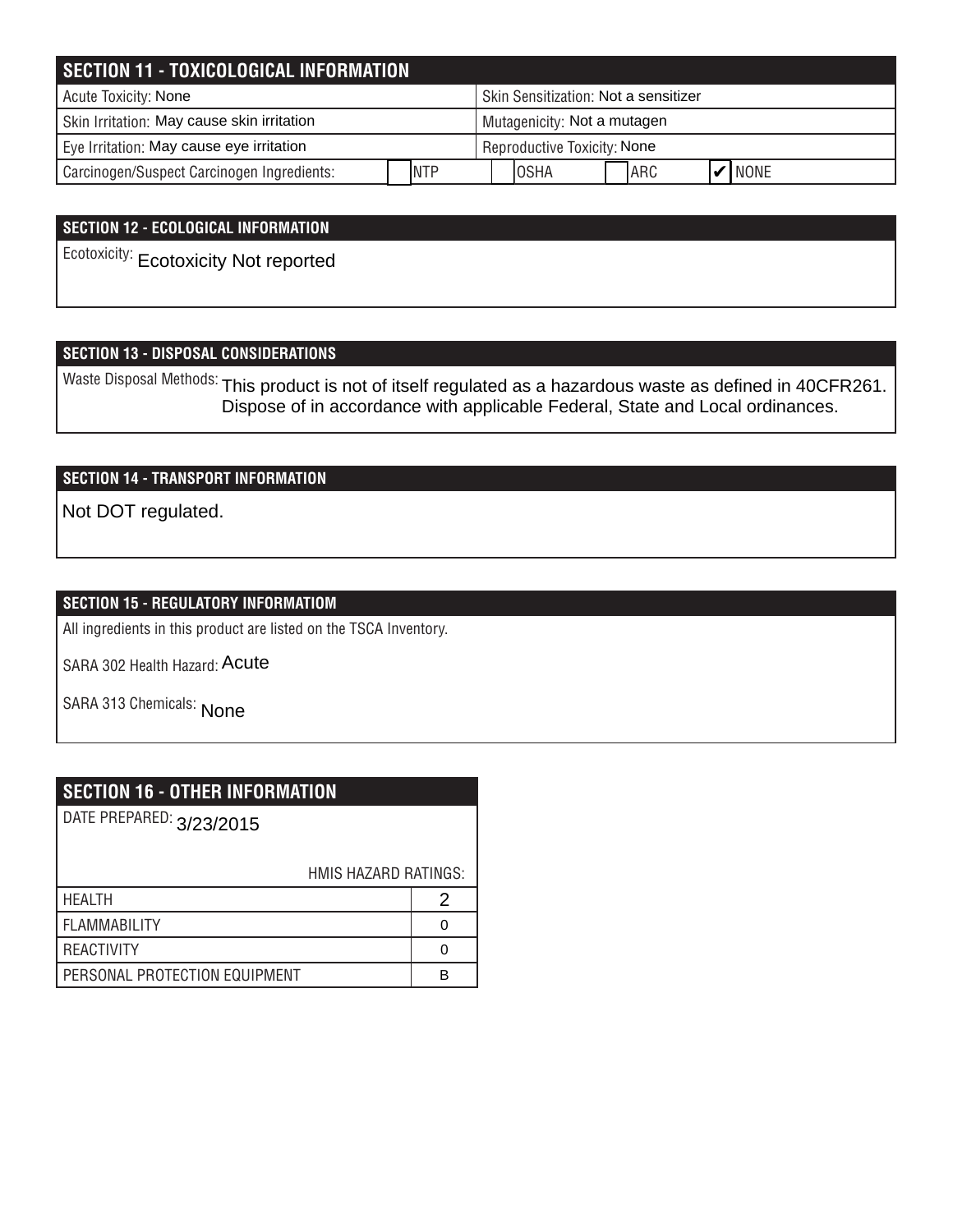## SECTION 11 - TOXICOLOGICAL INFORMATION

| | |
|---|---|
| Acute Toxicity: None | Skin Sensitization: Not a sensitizer |
| Skin Irritation: May cause skin irritation | Mutagenicity: Not a mutagen |
| Eye Irritation: May cause eye irritation | Reproductive Toxicity: None |

Carcinogen/Suspect Carcinogen Ingredients: ☐ NTP ☐ OSHA ☐ ARC ☑ NONE

## SECTION 12 - ECOLOGICAL INFORMATION

Ecotoxicity: Ecotoxicity Not reported

## SECTION 13 - DISPOSAL CONSIDERATIONS

Waste Disposal Methods: This product is not of itself regulated as a hazardous waste as defined in 40CFR261. Dispose of in accordance with applicable Federal, State and Local ordinances.

## SECTION 14 - TRANSPORT INFORMATION

Not DOT regulated.

## SECTION 15 - REGULATORY INFORMATIOM

All ingredients in this product are listed on the TSCA Inventory.

SARA 302 Health Hazard: Acute

SARA 313 Chemicals: None

## SECTION 16 - OTHER INFORMATION

DATE PREPARED: 3/23/2015

| HMIS HAZARD RATINGS: | |
|---|---|
| HEALTH | 2 |
| FLAMMABILITY | 0 |
| REACTIVITY | 0 |
| PERSONAL PROTECTION EQUIPMENT | B |